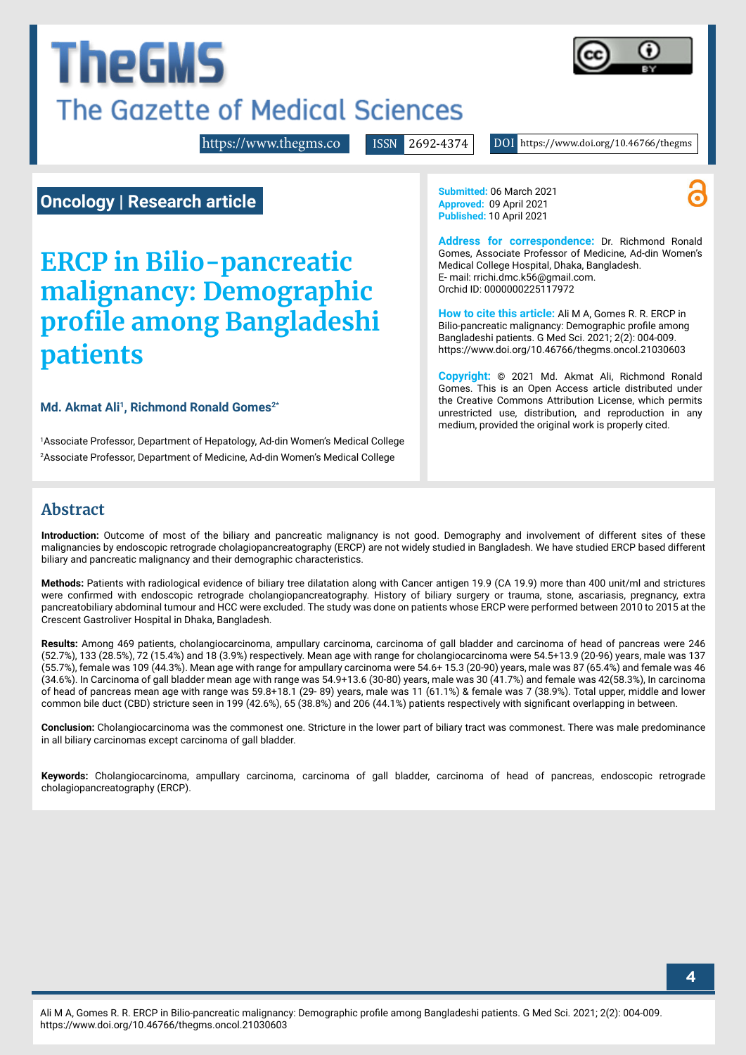# TheGMS

## The Gazette of Medical Sciences

https://www.thegms.co ISSN 2692-4374 DOI https://www.doi.org/10.46766/thegms

**Oncology | Research article**

# ERCP in Bilio-pancreatic malignancy: Demographic profile among Bangladeshi patients

**Md. Akmat Ali[1], Richmond Ronald Gomes[2*]**

[1]Associate Professor, Department of Hepatology, Ad-din Women's Medical College

[2]Associate Professor, Department of Medicine, Ad-din Women's Medical College

**Submitted:** 06 March 2021
**Approved:** 09 April 2021
**Published:** 10 April 2021

**Address for correspondence:** Dr. Richmond Ronald Gomes, Associate Professor of Medicine, Ad-din Women's Medical College Hospital, Dhaka, Bangladesh.
E- mail: rrichi.dmc.k56@gmail.com.
Orchid ID: 0000000225117972

**How to cite this article:** Ali M A, Gomes R. R. ERCP in Bilio-pancreatic malignancy: Demographic profile among Bangladeshi patients. G Med Sci. 2021; 2(2): 004-009. https://www.doi.org/10.46766/thegms.oncol.21030603

**Copyright:** © 2021 Md. Akmat Ali, Richmond Ronald Gomes. This is an Open Access article distributed under the Creative Commons Attribution License, which permits unrestricted use, distribution, and reproduction in any medium, provided the original work is properly cited.

## Abstract

**Introduction:** Outcome of most of the biliary and pancreatic malignancy is not good. Demography and involvement of different sites of these malignancies by endoscopic retrograde cholagiopancreatography (ERCP) are not widely studied in Bangladesh. We have studied ERCP based different biliary and pancreatic malignancy and their demographic characteristics.

**Methods:** Patients with radiological evidence of biliary tree dilatation along with Cancer antigen 19.9 (CA 19.9) more than 400 unit/ml and strictures were confirmed with endoscopic retrograde cholangiopancreatography. History of biliary surgery or trauma, stone, ascariasis, pregnancy, extra pancreatobiliary abdominal tumour and HCC were excluded. The study was done on patients whose ERCP were performed between 2010 to 2015 at the Crescent Gastroliver Hospital in Dhaka, Bangladesh.

**Results:** Among 469 patients, cholangiocarcinoma, ampullary carcinoma, carcinoma of gall bladder and carcinoma of head of pancreas were 246 (52.7%), 133 (28.5%), 72 (15.4%) and 18 (3.9%) respectively. Mean age with range for cholangiocarcinoma were 54.5+13.9 (20-96) years, male was 137 (55.7%), female was 109 (44.3%). Mean age with range for ampullary carcinoma were 54.6+ 15.3 (20-90) years, male was 87 (65.4%) and female was 46 (34.6%). In Carcinoma of gall bladder mean age with range was 54.9+13.6 (30-80) years, male was 30 (41.7%) and female was 42(58.3%), In carcinoma of head of pancreas mean age with range was 59.8+18.1 (29- 89) years, male was 11 (61.1%) & female was 7 (38.9%). Total upper, middle and lower common bile duct (CBD) stricture seen in 199 (42.6%), 65 (38.8%) and 206 (44.1%) patients respectively with significant overlapping in between.

**Conclusion:** Cholangiocarcinoma was the commonest one. Stricture in the lower part of biliary tract was commonest. There was male predominance in all biliary carcinomas except carcinoma of gall bladder.

**Keywords:** Cholangiocarcinoma, ampullary carcinoma, carcinoma of gall bladder, carcinoma of head of pancreas, endoscopic retrograde cholagiopancreatography (ERCP).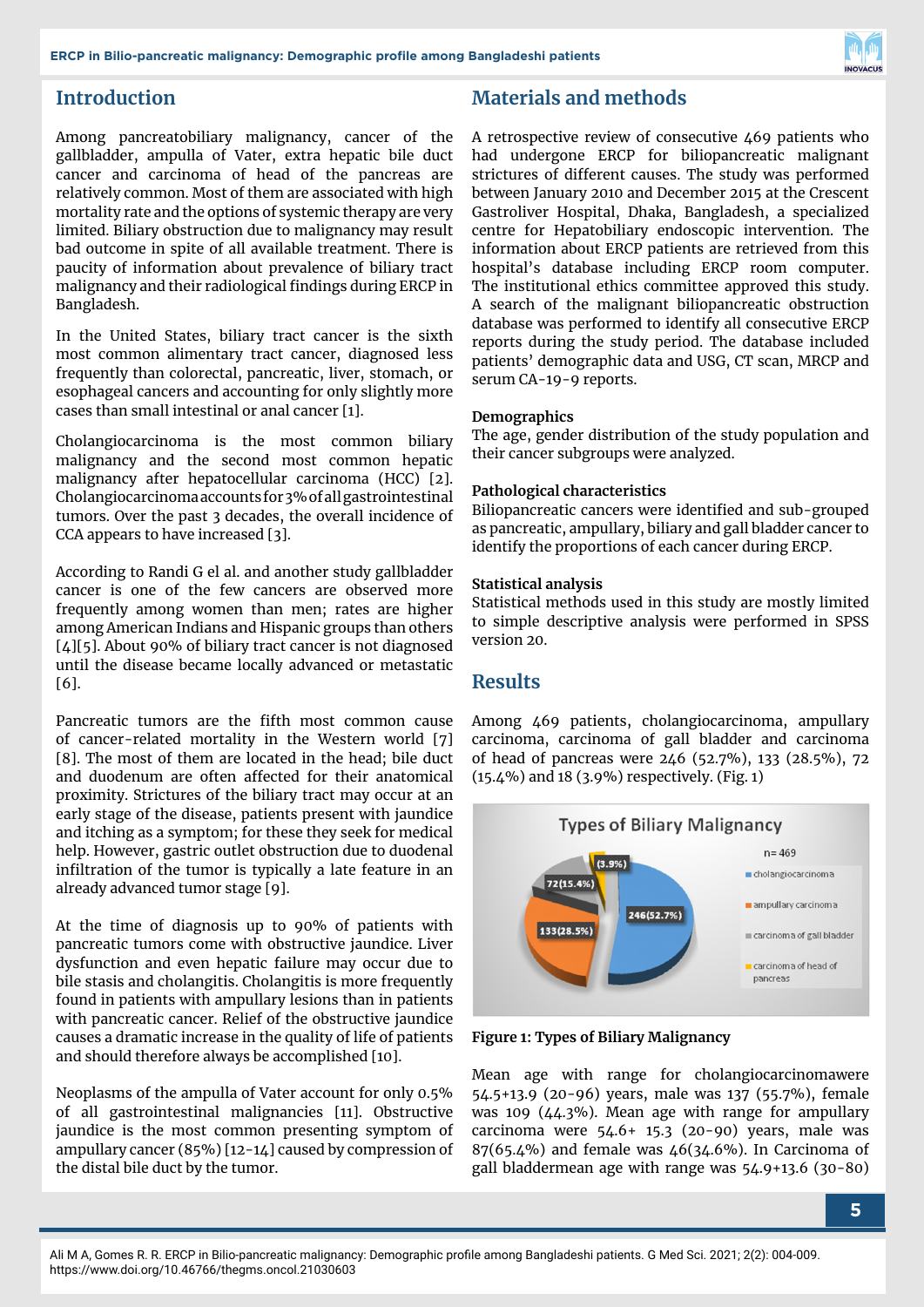## Introduction

Among pancreatobiliary malignancy, cancer of the gallbladder, ampulla of Vater, extra hepatic bile duct cancer and carcinoma of head of the pancreas are relatively common. Most of them are associated with high mortality rate and the options of systemic therapy are very limited. Biliary obstruction due to malignancy may result bad outcome in spite of all available treatment. There is paucity of information about prevalence of biliary tract malignancy and their radiological findings during ERCP in Bangladesh.

In the United States, biliary tract cancer is the sixth most common alimentary tract cancer, diagnosed less frequently than colorectal, pancreatic, liver, stomach, or esophageal cancers and accounting for only slightly more cases than small intestinal or anal cancer [1].

Cholangiocarcinoma is the most common biliary malignancy and the second most common hepatic malignancy after hepatocellular carcinoma (HCC) [2]. Cholangiocarcinoma accounts for 3% of all gastrointestinal tumors. Over the past 3 decades, the overall incidence of CCA appears to have increased [3].

According to Randi G el al. and another study gallbladder cancer is one of the few cancers are observed more frequently among women than men; rates are higher among American Indians and Hispanic groups than others [4][5]. About 90% of biliary tract cancer is not diagnosed until the disease became locally advanced or metastatic [6].

Pancreatic tumors are the fifth most common cause of cancer-related mortality in the Western world [7][8]. The most of them are located in the head; bile duct and duodenum are often affected for their anatomical proximity. Strictures of the biliary tract may occur at an early stage of the disease, patients present with jaundice and itching as a symptom; for these they seek for medical help. However, gastric outlet obstruction due to duodenal infiltration of the tumor is typically a late feature in an already advanced tumor stage [9].

At the time of diagnosis up to 90% of patients with pancreatic tumors come with obstructive jaundice. Liver dysfunction and even hepatic failure may occur due to bile stasis and cholangitis. Cholangitis is more frequently found in patients with ampullary lesions than in patients with pancreatic cancer. Relief of the obstructive jaundice causes a dramatic increase in the quality of life of patients and should therefore always be accomplished [10].

Neoplasms of the ampulla of Vater account for only 0.5% of all gastrointestinal malignancies [11]. Obstructive jaundice is the most common presenting symptom of ampullary cancer (85%) [12-14] caused by compression of the distal bile duct by the tumor.

## Materials and methods

A retrospective review of consecutive 469 patients who had undergone ERCP for biliopancreatic malignant strictures of different causes. The study was performed between January 2010 and December 2015 at the Crescent Gastroliver Hospital, Dhaka, Bangladesh, a specialized centre for Hepatobiliary endoscopic intervention. The information about ERCP patients are retrieved from this hospital's database including ERCP room computer. The institutional ethics committee approved this study. A search of the malignant biliopancreatic obstruction database was performed to identify all consecutive ERCP reports during the study period. The database included patients' demographic data and USG, CT scan, MRCP and serum CA-19-9 reports.

### Demographics

The age, gender distribution of the study population and their cancer subgroups were analyzed.

### Pathological characteristics

Biliopancreatic cancers were identified and sub-grouped as pancreatic, ampullary, biliary and gall bladder cancer to identify the proportions of each cancer during ERCP.

### Statistical analysis

Statistical methods used in this study are mostly limited to simple descriptive analysis were performed in SPSS version 20.

## Results

Among 469 patients, cholangiocarcinoma, ampullary carcinoma, carcinoma of gall bladder and carcinoma of head of pancreas were 246 (52.7%), 133 (28.5%), 72 (15.4%) and 18 (3.9%) respectively. (Fig. 1)

**Figure 1: Types of Biliary Malignancy**

Mean age with range for cholangiocarcinomawere 54.5+13.9 (20-96) years, male was 137 (55.7%), female was 109 (44.3%). Mean age with range for ampullary carcinoma were 54.6+ 15.3 (20-90) years, male was 87(65.4%) and female was 46(34.6%). In Carcinoma of gall bladdermean age with range was 54.9+13.6 (30-80)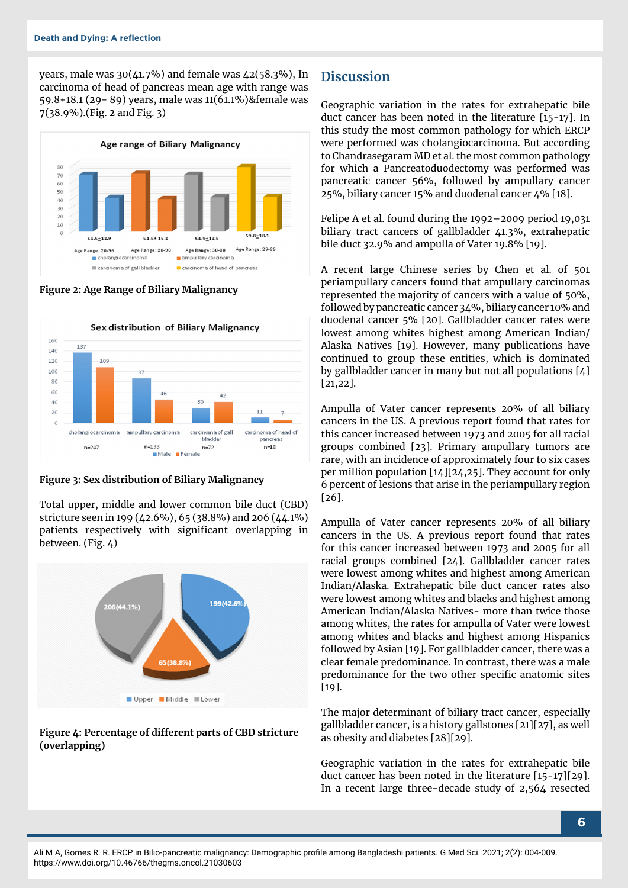years, male was 30(41.7%) and female was 42(58.3%), In carcinoma of head of pancreas mean age with range was 59.8+18.1 (29- 89) years, male was 11(61.1%)&female was 7(38.9%).(Fig. 2 and Fig. 3)

**Figure 2: Age Range of Biliary Malignancy**

**Figure 3: Sex distribution of Biliary Malignancy**

Total upper, middle and lower common bile duct (CBD) stricture seen in 199 (42.6%), 65 (38.8%) and 206 (44.1%) patients respectively with significant overlapping in between. (Fig. 4)

**Figure 4: Percentage of different parts of CBD stricture (overlapping)**

## Discussion

Geographic variation in the rates for extrahepatic bile duct cancer has been noted in the literature [15-17]. In this study the most common pathology for which ERCP were performed was cholangiocarcinoma. But according to Chandrasegaram MD et al. the most common pathology for which a Pancreatoduodectomy was performed was pancreatic cancer 56%, followed by ampullary cancer 25%, biliary cancer 15% and duodenal cancer 4% [18].

Felipe A et al. found during the 1992–2009 period 19,031 biliary tract cancers of gallbladder 41.3%, extrahepatic bile duct 32.9% and ampulla of Vater 19.8% [19].

A recent large Chinese series by Chen et al. of 501 periampullary cancers found that ampullary carcinomas represented the majority of cancers with a value of 50%, followed by pancreatic cancer 34%, biliary cancer 10% and duodenal cancer 5% [20]. Gallbladder cancer rates were lowest among whites highest among American Indian/ Alaska Natives [19]. However, many publications have continued to group these entities, which is dominated by gallbladder cancer in many but not all populations [4] [21,22].

Ampulla of Vater cancer represents 20% of all biliary cancers in the US. A previous report found that rates for this cancer increased between 1973 and 2005 for all racial groups combined [23]. Primary ampullary tumors are rare, with an incidence of approximately four to six cases per million population [14][24,25]. They account for only 6 percent of lesions that arise in the periampullary region [26].

Ampulla of Vater cancer represents 20% of all biliary cancers in the US. A previous report found that rates for this cancer increased between 1973 and 2005 for all racial groups combined [24]. Gallbladder cancer rates were lowest among whites and highest among American Indian/Alaska. Extrahepatic bile duct cancer rates also were lowest among whites and blacks and highest among American Indian/Alaska Natives- more than twice those among whites, the rates for ampulla of Vater were lowest among whites and blacks and highest among Hispanics followed by Asian [19]. For gallbladder cancer, there was a clear female predominance. In contrast, there was a male predominance for the two other specific anatomic sites [19].

The major determinant of biliary tract cancer, especially gallbladder cancer, is a history gallstones [21][27], as well as obesity and diabetes [28][29].

Geographic variation in the rates for extrahepatic bile duct cancer has been noted in the literature [15-17][29]. In a recent large three-decade study of 2,564 resected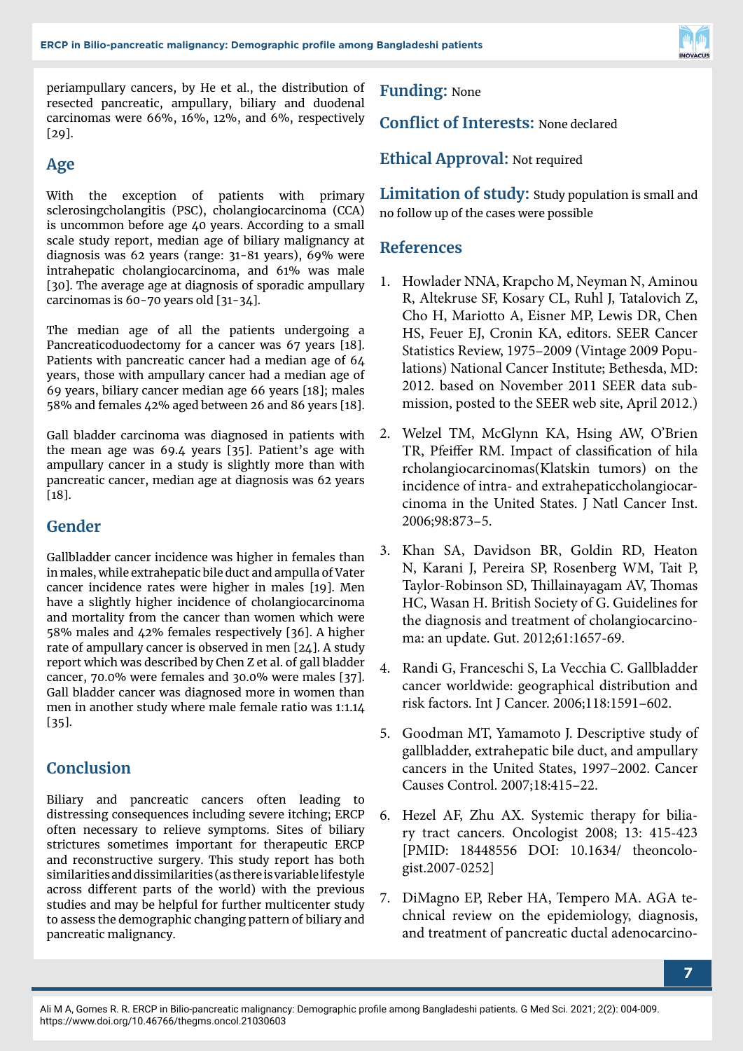periampullary cancers, by He et al., the distribution of resected pancreatic, ampullary, biliary and duodenal carcinomas were 66%, 16%, 12%, and 6%, respectively [29].

## Age

With the exception of patients with primary sclerosingcholangitis (PSC), cholangiocarcinoma (CCA) is uncommon before age 40 years. According to a small scale study report, median age of biliary malignancy at diagnosis was 62 years (range: 31-81 years), 69% were intrahepatic cholangiocarcinoma, and 61% was male [30]. The average age at diagnosis of sporadic ampullary carcinomas is 60-70 years old [31-34].

The median age of all the patients undergoing a Pancreaticoduodectomy for a cancer was 67 years [18]. Patients with pancreatic cancer had a median age of 64 years, those with ampullary cancer had a median age of 69 years, biliary cancer median age 66 years [18]; males 58% and females 42% aged between 26 and 86 years [18].

Gall bladder carcinoma was diagnosed in patients with the mean age was 69.4 years [35]. Patient's age with ampullary cancer in a study is slightly more than with pancreatic cancer, median age at diagnosis was 62 years [18].

## Gender

Gallbladder cancer incidence was higher in females than in males, while extrahepatic bile duct and ampulla of Vater cancer incidence rates were higher in males [19]. Men have a slightly higher incidence of cholangiocarcinoma and mortality from the cancer than women which were 58% males and 42% females respectively [36]. A higher rate of ampullary cancer is observed in men [24]. A study report which was described by Chen Z et al. of gall bladder cancer, 70.0% were females and 30.0% were males [37]. Gall bladder cancer was diagnosed more in women than men in another study where male female ratio was 1:1.14 [35].

## Conclusion

Biliary and pancreatic cancers often leading to distressing consequences including severe itching; ERCP often necessary to relieve symptoms. Sites of biliary strictures sometimes important for therapeutic ERCP and reconstructive surgery. This study report has both similarities and dissimilarities (as there is variable lifestyle across different parts of the world) with the previous studies and may be helpful for further multicenter study to assess the demographic changing pattern of biliary and pancreatic malignancy.

**Funding:** None

**Conflict of Interests:** None declared

**Ethical Approval:** Not required

**Limitation of study:** Study population is small and no follow up of the cases were possible

## References

1. Howlader NNA, Krapcho M, Neyman N, Aminou R, Altekruse SF, Kosary CL, Ruhl J, Tatalovich Z, Cho H, Mariotto A, Eisner MP, Lewis DR, Chen HS, Feuer EJ, Cronin KA, editors. SEER Cancer Statistics Review, 1975–2009 (Vintage 2009 Populations) National Cancer Institute; Bethesda, MD: 2012. based on November 2011 SEER data submission, posted to the SEER web site, April 2012.)
2. Welzel TM, McGlynn KA, Hsing AW, O'Brien TR, Pfeiffer RM. Impact of classification of hila rcholangiocarcinomas(Klatskin tumors) on the incidence of intra- and extrahepaticcholangiocarcinoma in the United States. J Natl Cancer Inst. 2006;98:873–5.
3. Khan SA, Davidson BR, Goldin RD, Heaton N, Karani J, Pereira SP, Rosenberg WM, Tait P, Taylor-Robinson SD, Thillainayagam AV, Thomas HC, Wasan H. British Society of G. Guidelines for the diagnosis and treatment of cholangiocarcinoma: an update. Gut. 2012;61:1657-69.
4. Randi G, Franceschi S, La Vecchia C. Gallbladder cancer worldwide: geographical distribution and risk factors. Int J Cancer. 2006;118:1591–602.
5. Goodman MT, Yamamoto J. Descriptive study of gallbladder, extrahepatic bile duct, and ampullary cancers in the United States, 1997–2002. Cancer Causes Control. 2007;18:415–22.
6. Hezel AF, Zhu AX. Systemic therapy for biliary tract cancers. Oncologist 2008; 13: 415-423 [PMID: 18448556 DOI: 10.1634/ theoncologist.2007-0252]
7. DiMagno EP, Reber HA, Tempero MA. AGA technical review on the epidemiology, diagnosis, and treatment of pancreatic ductal adenocarcino-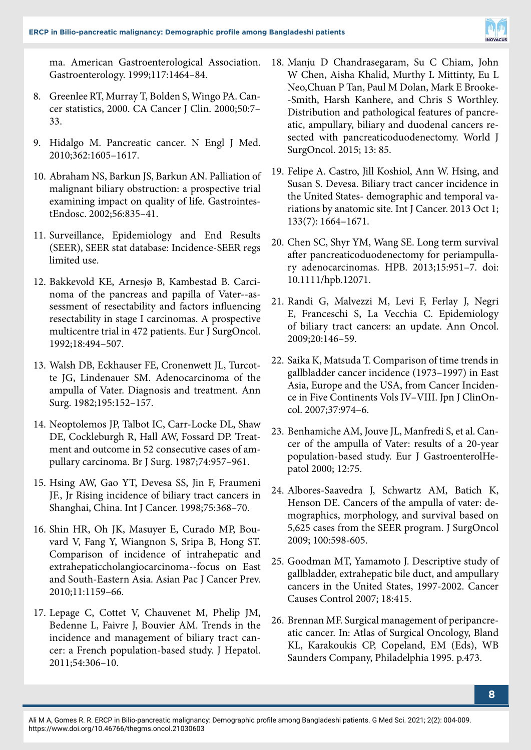ma. American Gastroenterological Association. Gastroenterology. 1999;117:1464–84.

8. Greenlee RT, Murray T, Bolden S, Wingo PA. Cancer statistics, 2000. CA Cancer J Clin. 2000;50:7–33.

9. Hidalgo M. Pancreatic cancer. N Engl J Med. 2010;362:1605–1617.

10. Abraham NS, Barkun JS, Barkun AN. Palliation of malignant biliary obstruction: a prospective trial examining impact on quality of life. GastrointestEndosc. 2002;56:835–41.

11. Surveillance, Epidemiology and End Results (SEER), SEER stat database: Incidence-SEER regs limited use.

12. Bakkevold KE, Arnesjø B, Kambestad B. Carcinoma of the pancreas and papilla of Vater--assessment of resectability and factors influencing resectability in stage I carcinomas. A prospective multicentre trial in 472 patients. Eur J SurgOncol. 1992;18:494–507.

13. Walsh DB, Eckhauser FE, Cronenwett JL, Turcotte JG, Lindenauer SM. Adenocarcinoma of the ampulla of Vater. Diagnosis and treatment. Ann Surg. 1982;195:152–157.

14. Neoptolemos JP, Talbot IC, Carr-Locke DL, Shaw DE, Cockleburgh R, Hall AW, Fossard DP. Treatment and outcome in 52 consecutive cases of ampullary carcinoma. Br J Surg. 1987;74:957–961.

15. Hsing AW, Gao YT, Devesa SS, Jin F, Fraumeni JF., Jr Rising incidence of biliary tract cancers in Shanghai, China. Int J Cancer. 1998;75:368–70.

16. Shin HR, Oh JK, Masuyer E, Curado MP, Bouvard V, Fang Y, Wiangnon S, Sripa B, Hong ST. Comparison of incidence of intrahepatic and extrahepaticcholangiocarcinoma--focus on East and South-Eastern Asia. Asian Pac J Cancer Prev. 2010;11:1159–66.

17. Lepage C, Cottet V, Chauvenet M, Phelip JM, Bedenne L, Faivre J, Bouvier AM. Trends in the incidence and management of biliary tract cancer: a French population-based study. J Hepatol. 2011;54:306–10.

18. Manju D Chandrasegaram, Su C Chiam, John W Chen, Aisha Khalid, Murthy L Mittinty, Eu L Neo,Chuan P Tan, Paul M Dolan, Mark E Brooke--Smith, Harsh Kanhere, and Chris S Worthley. Distribution and pathological features of pancreatic, ampullary, biliary and duodenal cancers resected with pancreaticoduodenectomy. World J SurgOncol. 2015; 13: 85.

19. Felipe A. Castro, Jill Koshiol, Ann W. Hsing, and Susan S. Devesa. Biliary tract cancer incidence in the United States- demographic and temporal variations by anatomic site. Int J Cancer. 2013 Oct 1; 133(7): 1664–1671.

20. Chen SC, Shyr YM, Wang SE. Long term survival after pancreaticoduodenectomy for periampullary adenocarcinomas. HPB. 2013;15:951–7. doi: 10.1111/hpb.12071.

21. Randi G, Malvezzi M, Levi F, Ferlay J, Negri E, Franceschi S, La Vecchia C. Epidemiology of biliary tract cancers: an update. Ann Oncol. 2009;20:146–59.

22. Saika K, Matsuda T. Comparison of time trends in gallbladder cancer incidence (1973–1997) in East Asia, Europe and the USA, from Cancer Incidence in Five Continents Vols IV–VIII. Jpn J ClinOncol. 2007;37:974–6.

23. Benhamiche AM, Jouve JL, Manfredi S, et al. Cancer of the ampulla of Vater: results of a 20-year population-based study. Eur J GastroenterolHepatol 2000; 12:75.

24. Albores-Saavedra J, Schwartz AM, Batich K, Henson DE. Cancers of the ampulla of vater: demographics, morphology, and survival based on 5,625 cases from the SEER program. J SurgOncol 2009; 100:598-605.

25. Goodman MT, Yamamoto J. Descriptive study of gallbladder, extrahepatic bile duct, and ampullary cancers in the United States, 1997-2002. Cancer Causes Control 2007; 18:415.

26. Brennan MF. Surgical management of peripancreatic cancer. In: Atlas of Surgical Oncology, Bland KL, Karakoukis CP, Copeland, EM (Eds), WB Saunders Company, Philadelphia 1995. p.473.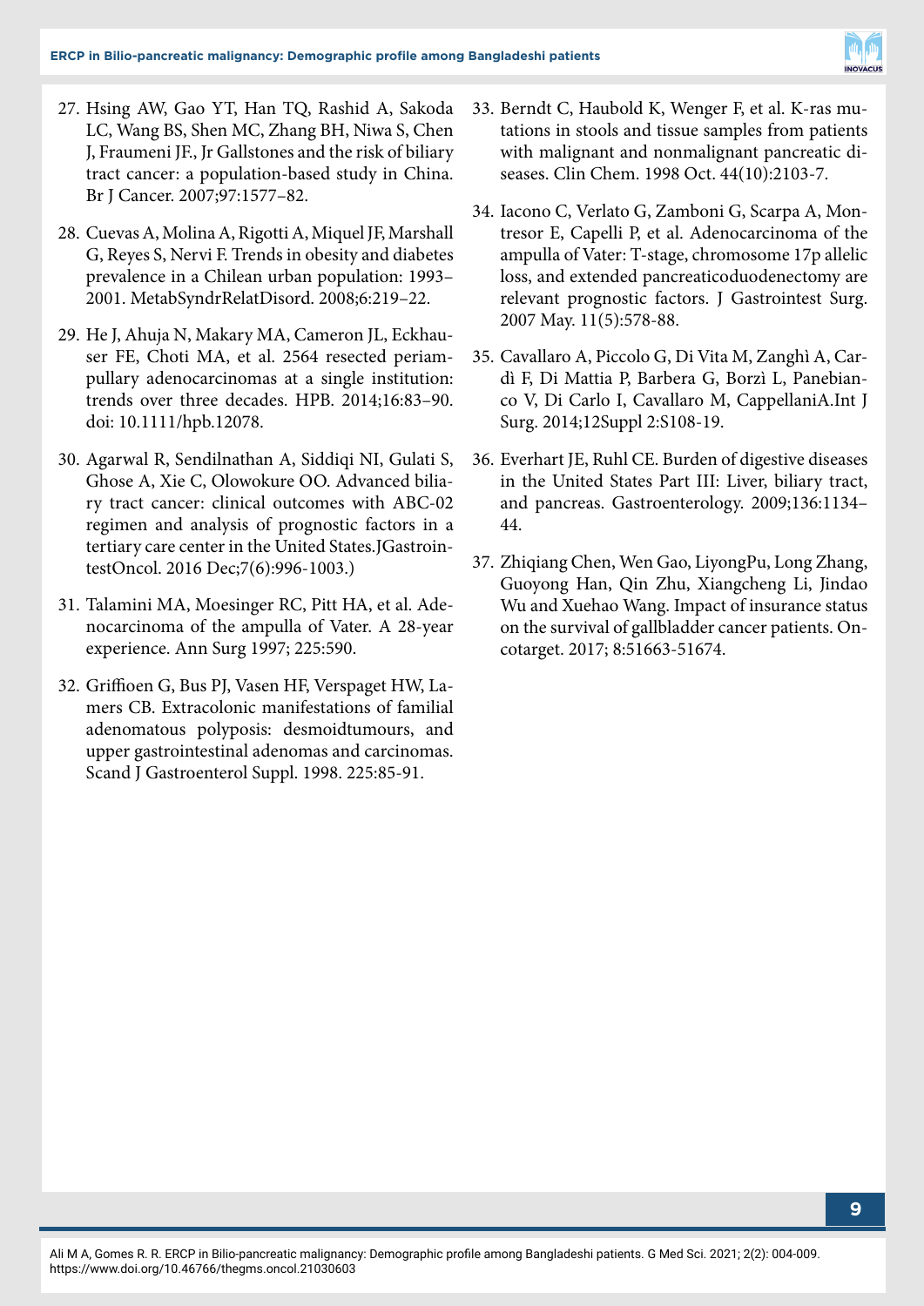27. Hsing AW, Gao YT, Han TQ, Rashid A, Sakoda LC, Wang BS, Shen MC, Zhang BH, Niwa S, Chen J, Fraumeni JF., Jr Gallstones and the risk of biliary tract cancer: a population-based study in China. Br J Cancer. 2007;97:1577–82.

28. Cuevas A, Molina A, Rigotti A, Miquel JF, Marshall G, Reyes S, Nervi F. Trends in obesity and diabetes prevalence in a Chilean urban population: 1993–2001. MetabSyndrRelatDisord. 2008;6:219–22.

29. He J, Ahuja N, Makary MA, Cameron JL, Eckhauser FE, Choti MA, et al. 2564 resected periampullary adenocarcinomas at a single institution: trends over three decades. HPB. 2014;16:83–90. doi: 10.1111/hpb.12078.

30. Agarwal R, Sendilnathan A, Siddiqi NI, Gulati S, Ghose A, Xie C, Olowokure OO. Advanced biliary tract cancer: clinical outcomes with ABC-02 regimen and analysis of prognostic factors in a tertiary care center in the United States.JGastrointestOncol. 2016 Dec;7(6):996-1003.)

31. Talamini MA, Moesinger RC, Pitt HA, et al. Adenocarcinoma of the ampulla of Vater. A 28-year experience. Ann Surg 1997; 225:590.

32. Griffioen G, Bus PJ, Vasen HF, Verspaget HW, Lamers CB. Extracolonic manifestations of familial adenomatous polyposis: desmoidtumours, and upper gastrointestinal adenomas and carcinomas. Scand J Gastroenterol Suppl. 1998. 225:85-91.

33. Berndt C, Haubold K, Wenger F, et al. K-ras mutations in stools and tissue samples from patients with malignant and nonmalignant pancreatic diseases. Clin Chem. 1998 Oct. 44(10):2103-7.

34. Iacono C, Verlato G, Zamboni G, Scarpa A, Montresor E, Capelli P, et al. Adenocarcinoma of the ampulla of Vater: T-stage, chromosome 17p allelic loss, and extended pancreaticoduodenectomy are relevant prognostic factors. J Gastrointest Surg. 2007 May. 11(5):578-88.

35. Cavallaro A, Piccolo G, Di Vita M, Zanghì A, Cardì F, Di Mattia P, Barbera G, Borzì L, Panebianco V, Di Carlo I, Cavallaro M, CappellaniA.Int J Surg. 2014;12Suppl 2:S108-19.

36. Everhart JE, Ruhl CE. Burden of digestive diseases in the United States Part III: Liver, biliary tract, and pancreas. Gastroenterology. 2009;136:1134–44.

37. Zhiqiang Chen, Wen Gao, LiyongPu, Long Zhang, Guoyong Han, Qin Zhu, Xiangcheng Li, Jindao Wu and Xuehao Wang. Impact of insurance status on the survival of gallbladder cancer patients. Oncotarget. 2017; 8:51663-51674.